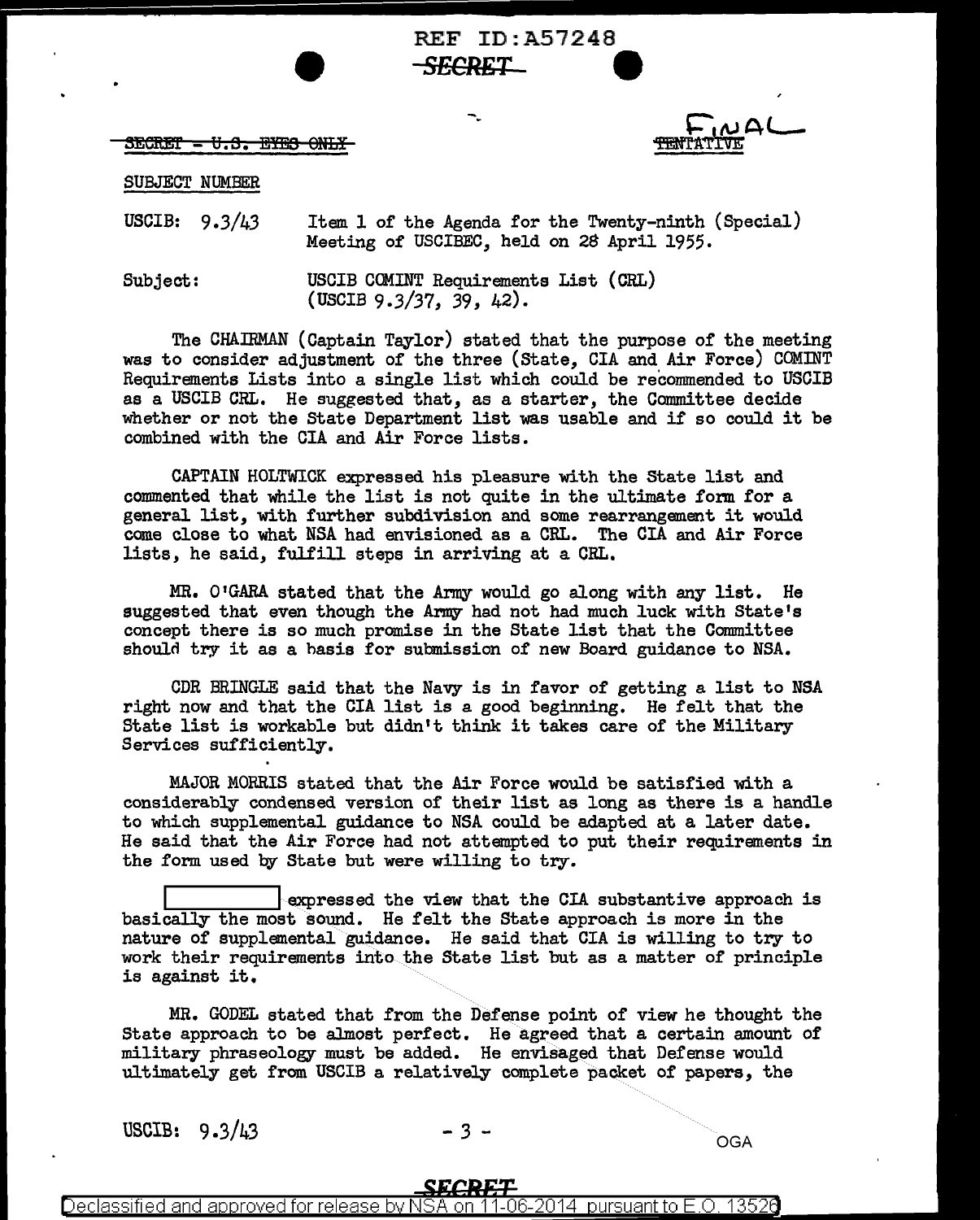REF ID:A57248

~~SECRET~~

~~SECRET - U.S. EYES ONLY~~

FINAL ~~TENTATIVE~~

SUBJECT NUMBER

USCIB: 9.3/43 Item 1 of the Agenda for the Twenty-ninth (Special) Meeting of USCIBEC, held on 28 April 1955.

Subject: USCIB COMINT Requirements List (CRL) (USCIB 9.3/37, 39, 42).

The CHAIRMAN (Captain Taylor) stated that the purpose of the meeting was to consider adjustment of the three (State, CIA and Air Force) COMINT Requirements Lists into a single list which could be recommended to USCIB as a USCIB CRL. He suggested that, as a starter, the Committee decide whether or not the State Department list was usable and if so could it be combined with the CIA and Air Force lists.

CAPTAIN HOLTWICK expressed his pleasure with the State list and commented that while the list is not quite in the ultimate form for a general list, with further subdivision and some rearrangement it would come close to what NSA had envisioned as a CRL. The CIA and Air Force lists, he said, fulfill steps in arriving at a CRL.

MR. O'GARA stated that the Army would go along with any list. He suggested that even though the Army had not had much luck with State's concept there is so much promise in the State list that the Committee should try it as a basis for submission of new Board guidance to NSA.

CDR BRINGLE said that the Navy is in favor of getting a list to NSA right now and that the CIA list is a good beginning. He felt that the State list is workable but didn't think it takes care of the Military Services sufficiently.

MAJOR MORRIS stated that the Air Force would be satisfied with a considerably condensed version of their list as long as there is a handle to which supplemental guidance to NSA could be adapted at a later date. He said that the Air Force had not attempted to put their requirements in the form used by State but were willing to try.

[REDACTED] expressed the view that the CIA substantive approach is basically the most sound. He felt the State approach is more in the nature of supplemental guidance. He said that CIA is willing to try to work their requirements into the State list but as a matter of principle is against it.

MR. GODEL stated that from the Defense point of view he thought the State approach to be almost perfect. He agreed that a certain amount of military phraseology must be added. He envisaged that Defense would ultimately get from USCIB a relatively complete packet of papers, the

USCIB: 9.3/43 - 3 -

OGA

SECRET

Declassified and approved for release by NSA on 11-06-2014 pursuant to E.O. 13526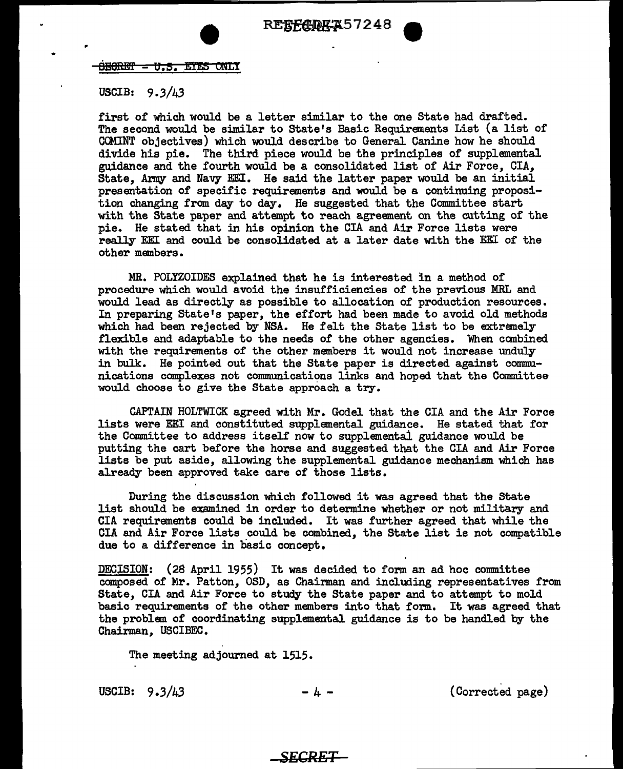SECRET - U.S. EYES ONLY

USCIB: 9.3/43

first of which would be a letter similar to the one State had drafted. The second would be similar to State's Basic Requirements List (a list of COMINT objectives) which would describe to General Canine how he should divide his pie. The third piece would be the principles of supplemental guidance and the fourth would be a consolidated list of Air Force, CIA, State, Army and Navy EEI. He said the latter paper would be an initial presentation of specific requirements and would be a continuing proposition changing from day to day. He suggested that the Committee start with the State paper and attempt to reach agreement on the cutting of the pie. He stated that in his opinion the CIA and Air Force lists were really EEI and could be consolidated at a later date with the EEI of the other members.

MR. POLYZOIDES explained that he is interested in a method of procedure which would avoid the insufficiencies of the previous MRL and would lead as directly as possible to allocation of production resources. In preparing State's paper, the effort had been made to avoid old methods which had been rejected by NSA. He felt the State list to be extremely flexible and adaptable to the needs of the other agencies. When combined with the requirements of the other members it would not increase unduly in bulk. He pointed out that the State paper is directed against communications complexes not communications links and hoped that the Committee would choose to give the State approach a try.

CAPTAIN HOLTWICK agreed with Mr. Godel that the CIA and the Air Force lists were EEI and constituted supplemental guidance. He stated that for the Committee to address itself now to supplemental guidance would be putting the cart before the horse and suggested that the CIA and Air Force lists be put aside, allowing the supplemental guidance mechanism which has already been approved take care of those lists.

During the discussion which followed it was agreed that the State list should be examined in order to determine whether or not military and CIA requirements could be included. It was further agreed that while the CIA and Air Force lists could be combined, the State list is not compatible due to a difference in basic concept.

DECISION: (28 April 1955) It was decided to form an ad hoc committee composed of Mr. Patton, OSD, as Chairman and including representatives from State, CIA and Air Force to study the State paper and to attempt to mold basic requirements of the other members into that form. It was agreed that the problem of coordinating supplemental guidance is to be handled by the Chairman, USCIBEC.

The meeting adjourned at 1515.

USCIB: 9.3/43 (Corrected page)

SECRET